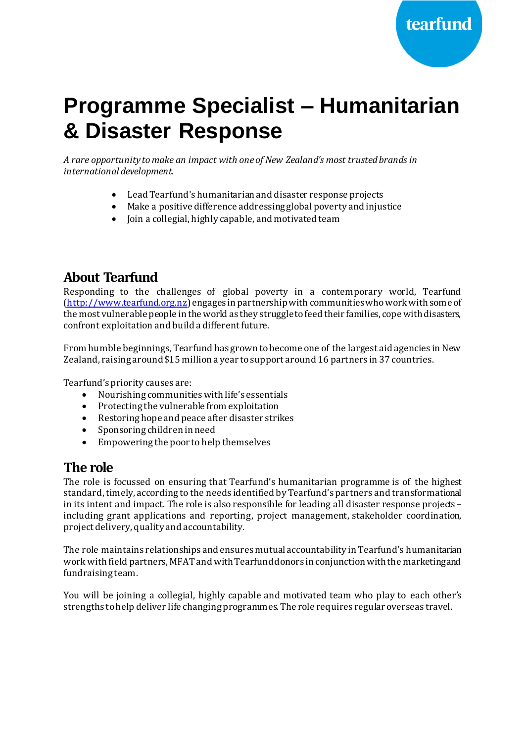# Programme Specialist – Humanitarian & Disaster Response

*A rare opportunity to make an impact with one of New Zealand's most trusted brands in international development.*

- Lead Tearfund's humanitarian and disaster response projects
- Make a positive difference addressing global poverty and injustice
- Join a collegial, highly capable, and motivated team

## About Tearfund

Responding to the challenges of global poverty in a contemporary world, Tearfund (http://www.tearfund.org.nz) engages in partnership with communities who work with some of the most vulnerable people in the world as they struggle to feed their families, cope with disasters, confront exploitation and build a different future.

From humble beginnings, Tearfund has grown to become one of the largest aid agencies in New Zealand, raising around $15 million a year to support around 16 partners in 37 countries.

Tearfund's priority causes are:

- Nourishing communities with life's essentials
- Protecting the vulnerable from exploitation
- Restoring hope and peace after disaster strikes
- Sponsoring children in need
- Empowering the poor to help themselves

## The role

The role is focussed on ensuring that Tearfund's humanitarian programme is of the highest standard, timely, according to the needs identified by Tearfund's partners and transformational in its intent and impact. The role is also responsible for leading all disaster response projects – including grant applications and reporting, project management, stakeholder coordination, project delivery, quality and accountability.

The role maintains relationships and ensures mutual accountability in Tearfund's humanitarian work with field partners, MFAT and with Tearfund donors in conjunction with the marketing and fundraising team.

You will be joining a collegial, highly capable and motivated team who play to each other's strengths to help deliver life changing programmes. The role requires regular overseas travel.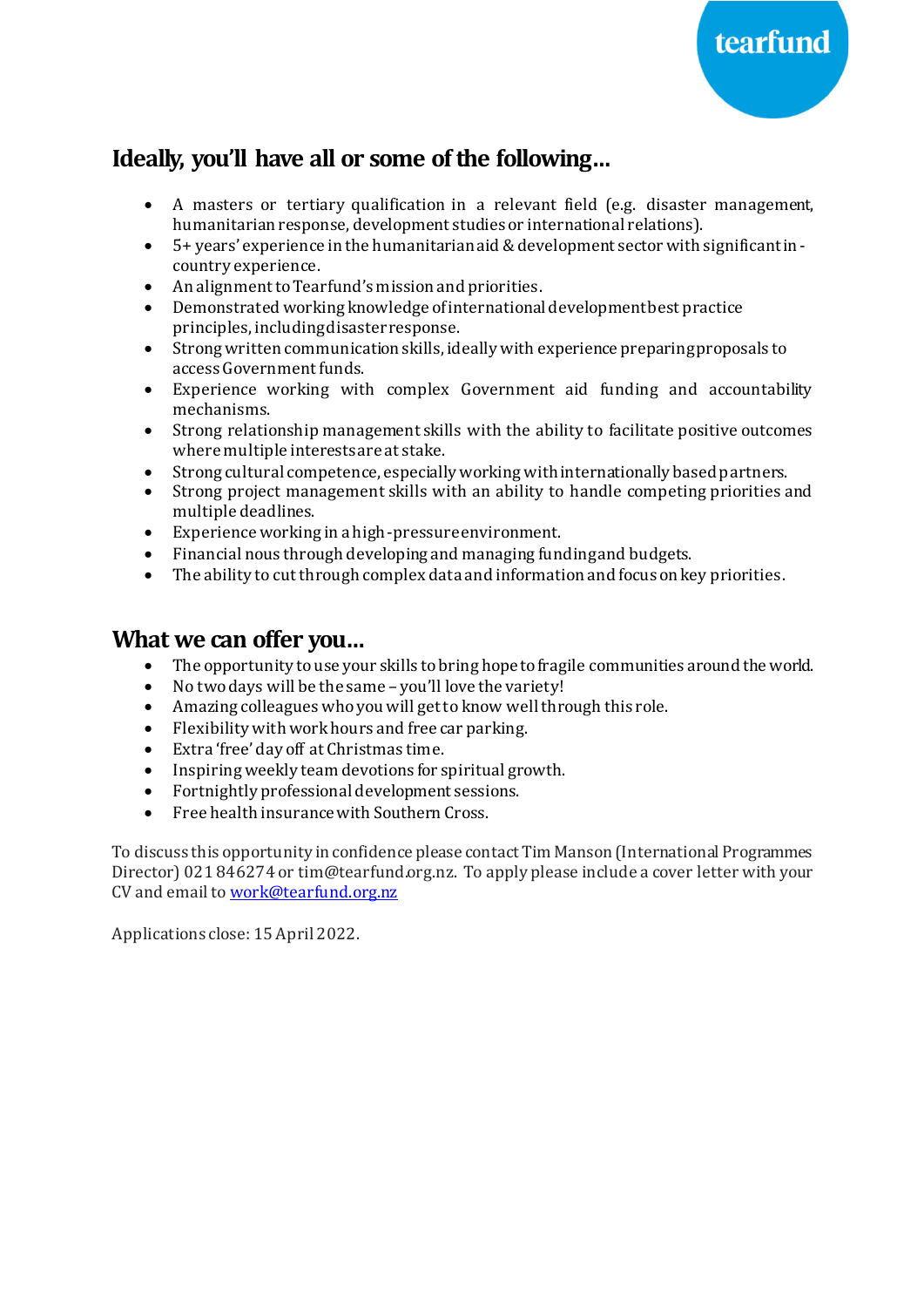## Ideally, you'll have all or some of the following…

- A masters or tertiary qualification in a relevant field (e.g. disaster management, humanitarian response, development studies or international relations).
- 5+ years' experience in the humanitarian aid & development sector with significant in-country experience.
- An alignment to Tearfund's mission and priorities.
- Demonstrated working knowledge of international development best practice principles, including disaster response.
- Strong written communication skills, ideally with experience preparing proposals to access Government funds.
- Experience working with complex Government aid funding and accountability mechanisms.
- Strong relationship management skills with the ability to facilitate positive outcomes where multiple interests are at stake.
- Strong cultural competence, especially working with internationally based partners.
- Strong project management skills with an ability to handle competing priorities and multiple deadlines.
- Experience working in a high-pressure environment.
- Financial nous through developing and managing funding and budgets.
- The ability to cut through complex data and information and focus on key priorities.

## What we can offer you…

- The opportunity to use your skills to bring hope to fragile communities around the world.
- No two days will be the same – you'll love the variety!
- Amazing colleagues who you will get to know well through this role.
- Flexibility with work hours and free car parking.
- Extra 'free' day off at Christmas time.
- Inspiring weekly team devotions for spiritual growth.
- Fortnightly professional development sessions.
- Free health insurance with Southern Cross.

To discuss this opportunity in confidence please contact Tim Manson (International Programmes Director) 021 846274 or tim@tearfund.org.nz. To apply please include a cover letter with your CV and email to [work@tearfund.org.nz](mailto:work@tearfund.org.nz)

Applications close: 15 April 2022.